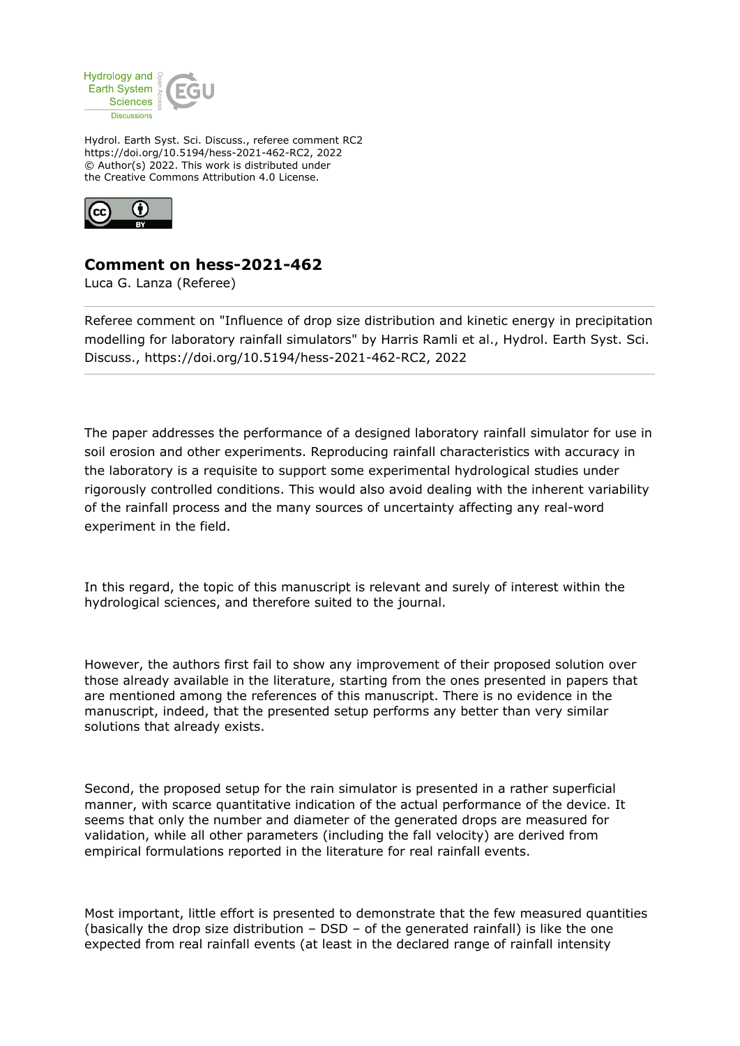Hydrol. Earth Syst. Sci. Discuss., referee comment RC2
https://doi.org/10.5194/hess-2021-462-RC2, 2022
© Author(s) 2022. This work is distributed under
the Creative Commons Attribution 4.0 License.

# Comment on hess-2021-462

Luca G. Lanza (Referee)

Referee comment on "Influence of drop size distribution and kinetic energy in precipitation modelling for laboratory rainfall simulators" by Harris Ramli et al., Hydrol. Earth Syst. Sci. Discuss., https://doi.org/10.5194/hess-2021-462-RC2, 2022

The paper addresses the performance of a designed laboratory rainfall simulator for use in soil erosion and other experiments. Reproducing rainfall characteristics with accuracy in the laboratory is a requisite to support some experimental hydrological studies under rigorously controlled conditions. This would also avoid dealing with the inherent variability of the rainfall process and the many sources of uncertainty affecting any real-word experiment in the field.

In this regard, the topic of this manuscript is relevant and surely of interest within the hydrological sciences, and therefore suited to the journal.

However, the authors first fail to show any improvement of their proposed solution over those already available in the literature, starting from the ones presented in papers that are mentioned among the references of this manuscript. There is no evidence in the manuscript, indeed, that the presented setup performs any better than very similar solutions that already exists.

Second, the proposed setup for the rain simulator is presented in a rather superficial manner, with scarce quantitative indication of the actual performance of the device. It seems that only the number and diameter of the generated drops are measured for validation, while all other parameters (including the fall velocity) are derived from empirical formulations reported in the literature for real rainfall events.

Most important, little effort is presented to demonstrate that the few measured quantities (basically the drop size distribution – DSD – of the generated rainfall) is like the one expected from real rainfall events (at least in the declared range of rainfall intensity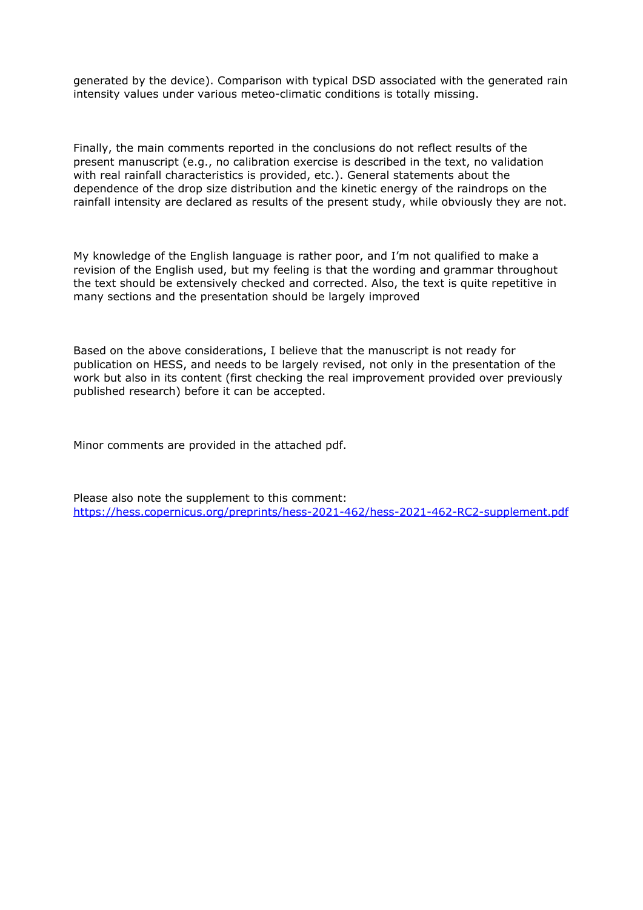generated by the device). Comparison with typical DSD associated with the generated rain intensity values under various meteo-climatic conditions is totally missing.

Finally, the main comments reported in the conclusions do not reflect results of the present manuscript (e.g., no calibration exercise is described in the text, no validation with real rainfall characteristics is provided, etc.). General statements about the dependence of the drop size distribution and the kinetic energy of the raindrops on the rainfall intensity are declared as results of the present study, while obviously they are not.

My knowledge of the English language is rather poor, and I'm not qualified to make a revision of the English used, but my feeling is that the wording and grammar throughout the text should be extensively checked and corrected. Also, the text is quite repetitive in many sections and the presentation should be largely improved

Based on the above considerations, I believe that the manuscript is not ready for publication on HESS, and needs to be largely revised, not only in the presentation of the work but also in its content (first checking the real improvement provided over previously published research) before it can be accepted.

Minor comments are provided in the attached pdf.

Please also note the supplement to this comment:
https://hess.copernicus.org/preprints/hess-2021-462/hess-2021-462-RC2-supplement.pdf